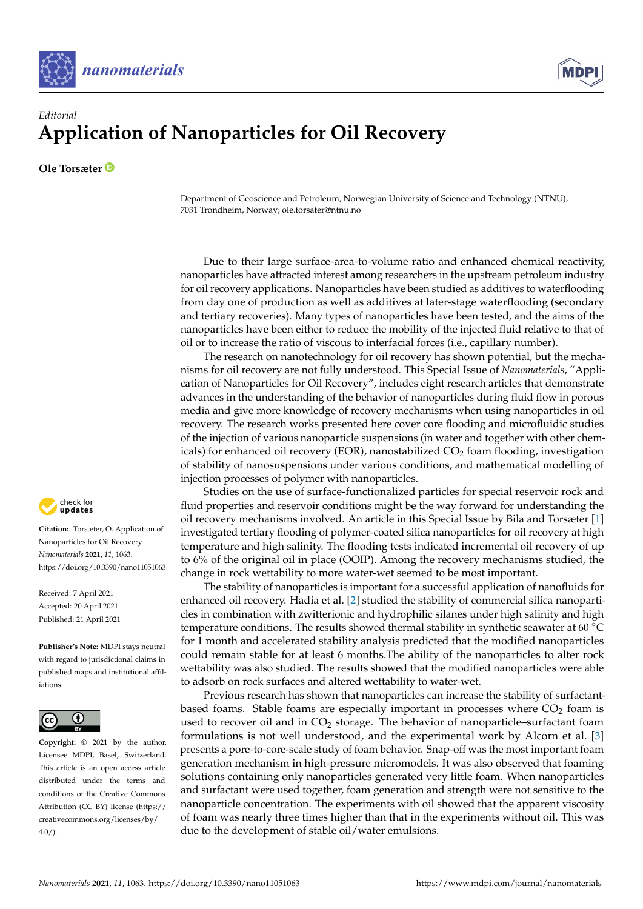*Editorial*

# Application of Nanoparticles for Oil Recovery

**Ole Torsæter**

Department of Geoscience and Petroleum, Norwegian University of Science and Technology (NTNU), 7031 Trondheim, Norway; ole.torsater@ntnu.no

**Citation:** Torsæter, O. Application of Nanoparticles for Oil Recovery. *Nanomaterials* **2021**, *11*, 1063. https://doi.org/10.3390/nano11051063

Received: 7 April 2021
Accepted: 20 April 2021
Published: 21 April 2021

**Publisher's Note:** MDPI stays neutral with regard to jurisdictional claims in published maps and institutional affiliations.

**Copyright:** © 2021 by the author. Licensee MDPI, Basel, Switzerland. This article is an open access article distributed under the terms and conditions of the Creative Commons Attribution (CC BY) license (https://creativecommons.org/licenses/by/4.0/).

Due to their large surface-area-to-volume ratio and enhanced chemical reactivity, nanoparticles have attracted interest among researchers in the upstream petroleum industry for oil recovery applications. Nanoparticles have been studied as additives to waterflooding from day one of production as well as additives at later-stage waterflooding (secondary and tertiary recoveries). Many types of nanoparticles have been tested, and the aims of the nanoparticles have been either to reduce the mobility of the injected fluid relative to that of oil or to increase the ratio of viscous to interfacial forces (i.e., capillary number).

The research on nanotechnology for oil recovery has shown potential, but the mechanisms for oil recovery are not fully understood. This Special Issue of *Nanomaterials*, "Application of Nanoparticles for Oil Recovery", includes eight research articles that demonstrate advances in the understanding of the behavior of nanoparticles during fluid flow in porous media and give more knowledge of recovery mechanisms when using nanoparticles in oil recovery. The research works presented here cover core flooding and microfluidic studies of the injection of various nanoparticle suspensions (in water and together with other chemicals) for enhanced oil recovery (EOR), nanostabilized $CO_2$ foam flooding, investigation of stability of nanosuspensions under various conditions, and mathematical modelling of injection processes of polymer with nanoparticles.

Studies on the use of surface-functionalized particles for special reservoir rock and fluid properties and reservoir conditions might be the way forward for understanding the oil recovery mechanisms involved. An article in this Special Issue by Bila and Torsæter [1] investigated tertiary flooding of polymer-coated silica nanoparticles for oil recovery at high temperature and high salinity. The flooding tests indicated incremental oil recovery of up to 6% of the original oil in place (OOIP). Among the recovery mechanisms studied, the change in rock wettability to more water-wet seemed to be most important.

The stability of nanoparticles is important for a successful application of nanofluids for enhanced oil recovery. Hadia et al. [2] studied the stability of commercial silica nanoparticles in combination with zwitterionic and hydrophilic silanes under high salinity and high temperature conditions. The results showed thermal stability in synthetic seawater at 60 °C for 1 month and accelerated stability analysis predicted that the modified nanoparticles could remain stable for at least 6 months.The ability of the nanoparticles to alter rock wettability was also studied. The results showed that the modified nanoparticles were able to adsorb on rock surfaces and altered wettability to water-wet.

Previous research has shown that nanoparticles can increase the stability of surfactant-based foams. Stable foams are especially important in processes where $CO_2$ foam is used to recover oil and in $CO_2$ storage. The behavior of nanoparticle–surfactant foam formulations is not well understood, and the experimental work by Alcorn et al. [3] presents a pore-to-core-scale study of foam behavior. Snap-off was the most important foam generation mechanism in high-pressure micromodels. It was also observed that foaming solutions containing only nanoparticles generated very little foam. When nanoparticles and surfactant were used together, foam generation and strength were not sensitive to the nanoparticle concentration. The experiments with oil showed that the apparent viscosity of foam was nearly three times higher than that in the experiments without oil. This was due to the development of stable oil/water emulsions.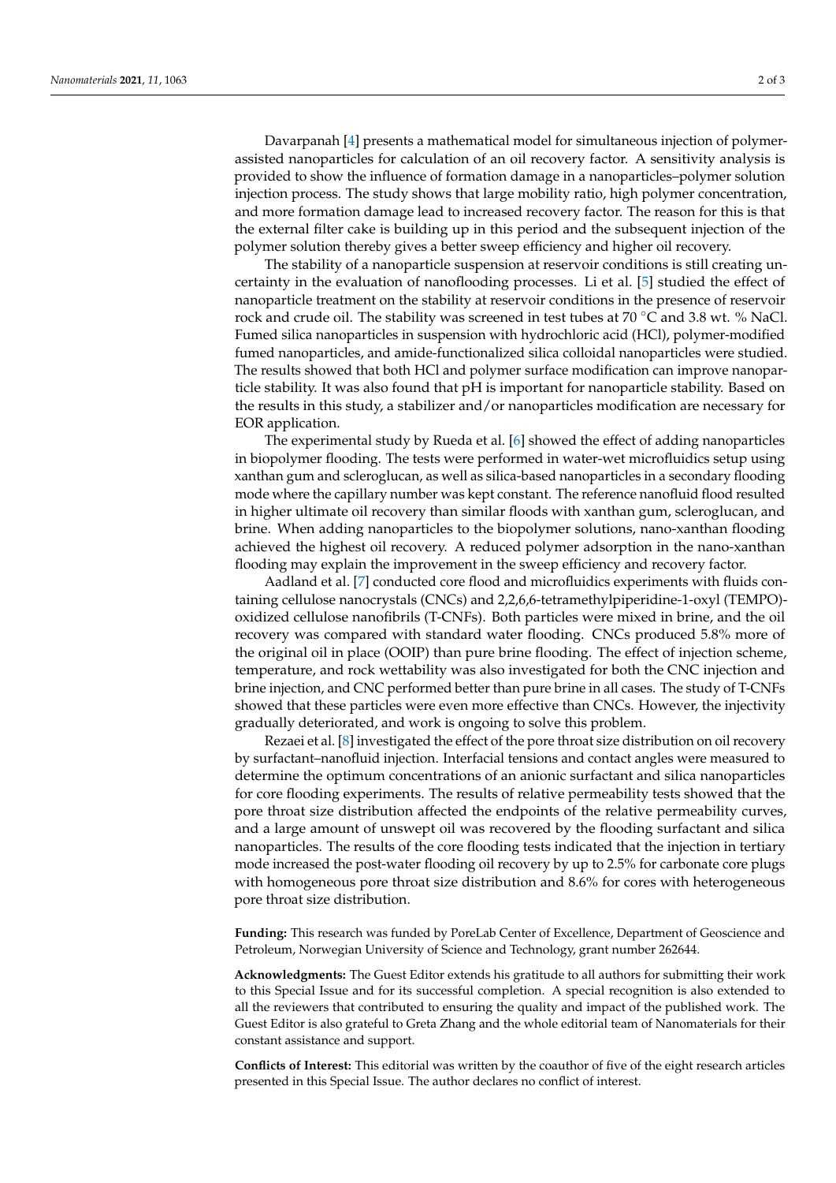Davarpanah [4] presents a mathematical model for simultaneous injection of polymer-assisted nanoparticles for calculation of an oil recovery factor. A sensitivity analysis is provided to show the influence of formation damage in a nanoparticles–polymer solution injection process. The study shows that large mobility ratio, high polymer concentration, and more formation damage lead to increased recovery factor. The reason for this is that the external filter cake is building up in this period and the subsequent injection of the polymer solution thereby gives a better sweep efficiency and higher oil recovery.

The stability of a nanoparticle suspension at reservoir conditions is still creating uncertainty in the evaluation of nanoflooding processes. Li et al. [5] studied the effect of nanoparticle treatment on the stability at reservoir conditions in the presence of reservoir rock and crude oil. The stability was screened in test tubes at 70 °C and 3.8 wt. % NaCl. Fumed silica nanoparticles in suspension with hydrochloric acid (HCl), polymer-modified fumed nanoparticles, and amide-functionalized silica colloidal nanoparticles were studied. The results showed that both HCl and polymer surface modification can improve nanoparticle stability. It was also found that pH is important for nanoparticle stability. Based on the results in this study, a stabilizer and/or nanoparticles modification are necessary for EOR application.

The experimental study by Rueda et al. [6] showed the effect of adding nanoparticles in biopolymer flooding. The tests were performed in water-wet microfluidics setup using xanthan gum and scleroglucan, as well as silica-based nanoparticles in a secondary flooding mode where the capillary number was kept constant. The reference nanofluid flood resulted in higher ultimate oil recovery than similar floods with xanthan gum, scleroglucan, and brine. When adding nanoparticles to the biopolymer solutions, nano-xanthan flooding achieved the highest oil recovery. A reduced polymer adsorption in the nano-xanthan flooding may explain the improvement in the sweep efficiency and recovery factor.

Aadland et al. [7] conducted core flood and microfluidics experiments with fluids containing cellulose nanocrystals (CNCs) and 2,2,6,6-tetramethylpiperidine-1-oxyl (TEMPO)-oxidized cellulose nanofibrils (T-CNFs). Both particles were mixed in brine, and the oil recovery was compared with standard water flooding. CNCs produced 5.8% more of the original oil in place (OOIP) than pure brine flooding. The effect of injection scheme, temperature, and rock wettability was also investigated for both the CNC injection and brine injection, and CNC performed better than pure brine in all cases. The study of T-CNFs showed that these particles were even more effective than CNCs. However, the injectivity gradually deteriorated, and work is ongoing to solve this problem.

Rezaei et al. [8] investigated the effect of the pore throat size distribution on oil recovery by surfactant–nanofluid injection. Interfacial tensions and contact angles were measured to determine the optimum concentrations of an anionic surfactant and silica nanoparticles for core flooding experiments. The results of relative permeability tests showed that the pore throat size distribution affected the endpoints of the relative permeability curves, and a large amount of unswept oil was recovered by the flooding surfactant and silica nanoparticles. The results of the core flooding tests indicated that the injection in tertiary mode increased the post-water flooding oil recovery by up to 2.5% for carbonate core plugs with homogeneous pore throat size distribution and 8.6% for cores with heterogeneous pore throat size distribution.

**Funding:** This research was funded by PoreLab Center of Excellence, Department of Geoscience and Petroleum, Norwegian University of Science and Technology, grant number 262644.

**Acknowledgments:** The Guest Editor extends his gratitude to all authors for submitting their work to this Special Issue and for its successful completion. A special recognition is also extended to all the reviewers that contributed to ensuring the quality and impact of the published work. The Guest Editor is also grateful to Greta Zhang and the whole editorial team of Nanomaterials for their constant assistance and support.

**Conflicts of Interest:** This editorial was written by the coauthor of five of the eight research articles presented in this Special Issue. The author declares no conflict of interest.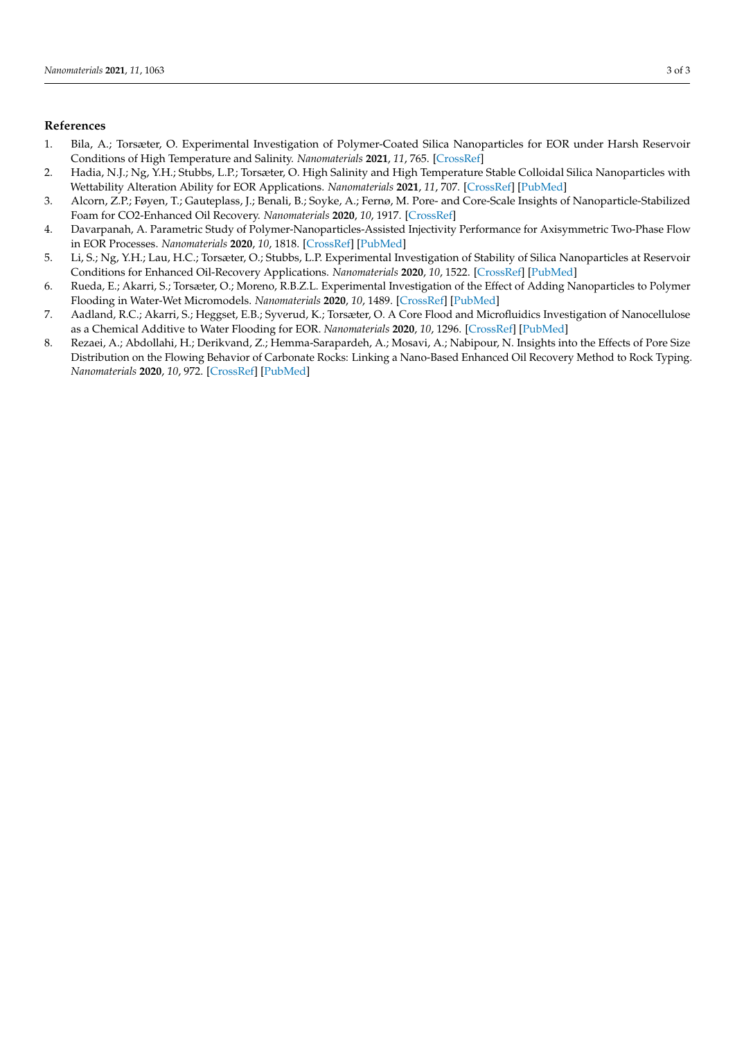## References

1. Bila, A.; Torsæter, O. Experimental Investigation of Polymer-Coated Silica Nanoparticles for EOR under Harsh Reservoir Conditions of High Temperature and Salinity. *Nanomaterials* **2021**, *11*, 765. [CrossRef]
2. Hadia, N.J.; Ng, Y.H.; Stubbs, L.P.; Torsæter, O. High Salinity and High Temperature Stable Colloidal Silica Nanoparticles with Wettability Alteration Ability for EOR Applications. *Nanomaterials* **2021**, *11*, 707. [CrossRef] [PubMed]
3. Alcorn, Z.P.; Føyen, T.; Gauteplass, J.; Benali, B.; Soyke, A.; Fernø, M. Pore- and Core-Scale Insights of Nanoparticle-Stabilized Foam for CO2-Enhanced Oil Recovery. *Nanomaterials* **2020**, *10*, 1917. [CrossRef]
4. Davarpanah, A. Parametric Study of Polymer-Nanoparticles-Assisted Injectivity Performance for Axisymmetric Two-Phase Flow in EOR Processes. *Nanomaterials* **2020**, *10*, 1818. [CrossRef] [PubMed]
5. Li, S.; Ng, Y.H.; Lau, H.C.; Torsæter, O.; Stubbs, L.P. Experimental Investigation of Stability of Silica Nanoparticles at Reservoir Conditions for Enhanced Oil-Recovery Applications. *Nanomaterials* **2020**, *10*, 1522. [CrossRef] [PubMed]
6. Rueda, E.; Akarri, S.; Torsæter, O.; Moreno, R.B.Z.L. Experimental Investigation of the Effect of Adding Nanoparticles to Polymer Flooding in Water-Wet Micromodels. *Nanomaterials* **2020**, *10*, 1489. [CrossRef] [PubMed]
7. Aadland, R.C.; Akarri, S.; Heggset, E.B.; Syverud, K.; Torsæter, O. A Core Flood and Microfluidics Investigation of Nanocellulose as a Chemical Additive to Water Flooding for EOR. *Nanomaterials* **2020**, *10*, 1296. [CrossRef] [PubMed]
8. Rezaei, A.; Abdollahi, H.; Derikvand, Z.; Hemma-Sarapardeh, A.; Mosavi, A.; Nabipour, N. Insights into the Effects of Pore Size Distribution on the Flowing Behavior of Carbonate Rocks: Linking a Nano-Based Enhanced Oil Recovery Method to Rock Typing. *Nanomaterials* **2020**, *10*, 972. [CrossRef] [PubMed]